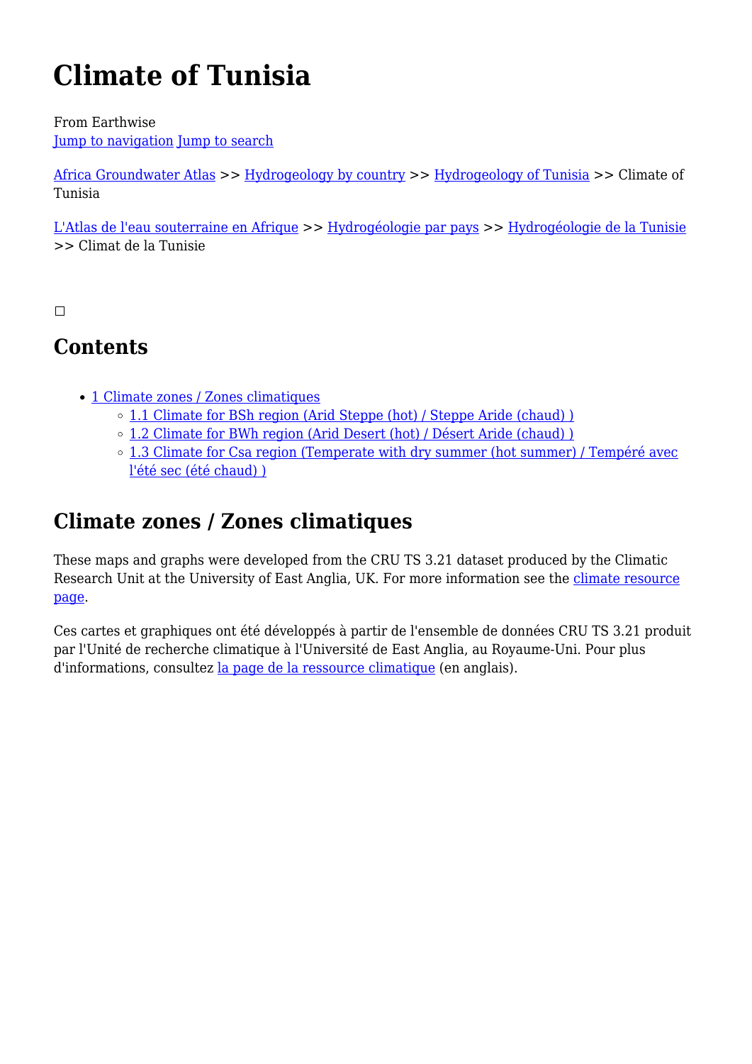# Climate of Tunisia

From Earthwise
Jump to navigation Jump to search

Africa Groundwater Atlas >> Hydrogeology by country >> Hydrogeology of Tunisia >> Climate of Tunisia

L'Atlas de l'eau souterraine en Afrique >> Hydrogéologie par pays >> Hydrogéologie de la Tunisie >> Climat de la Tunisie

## Contents

- 1 Climate zones / Zones climatiques
  - 1.1 Climate for BSh region (Arid Steppe (hot) / Steppe Aride (chaud) )
  - 1.2 Climate for BWh region (Arid Desert (hot) / Désert Aride (chaud) )
  - 1.3 Climate for Csa region (Temperate with dry summer (hot summer) / Tempéré avec l'été sec (été chaud) )

## Climate zones / Zones climatiques

These maps and graphs were developed from the CRU TS 3.21 dataset produced by the Climatic Research Unit at the University of East Anglia, UK. For more information see the climate resource page.

Ces cartes et graphiques ont été développés à partir de l'ensemble de données CRU TS 3.21 produit par l'Unité de recherche climatique à l'Université de East Anglia, au Royaume-Uni. Pour plus d'informations, consultez la page de la ressource climatique (en anglais).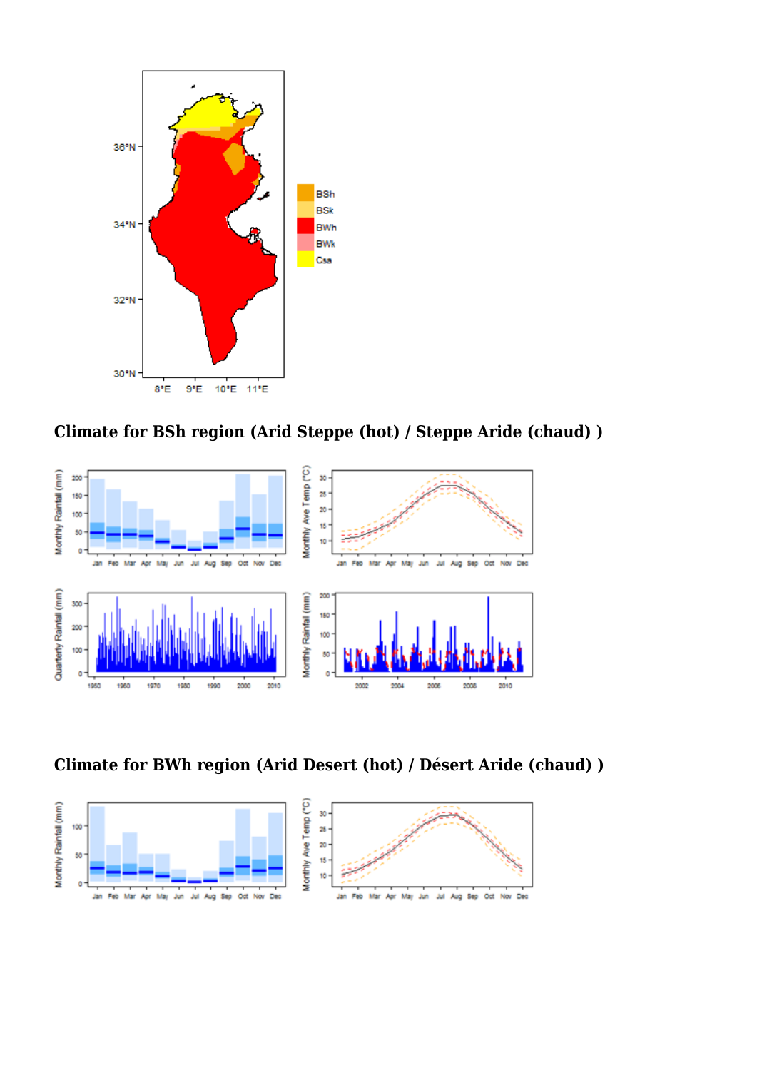## Climate for BSh region (Arid Steppe (hot) / Steppe Aride (chaud) )

## Climate for BWh region (Arid Desert (hot) / Désert Aride (chaud) )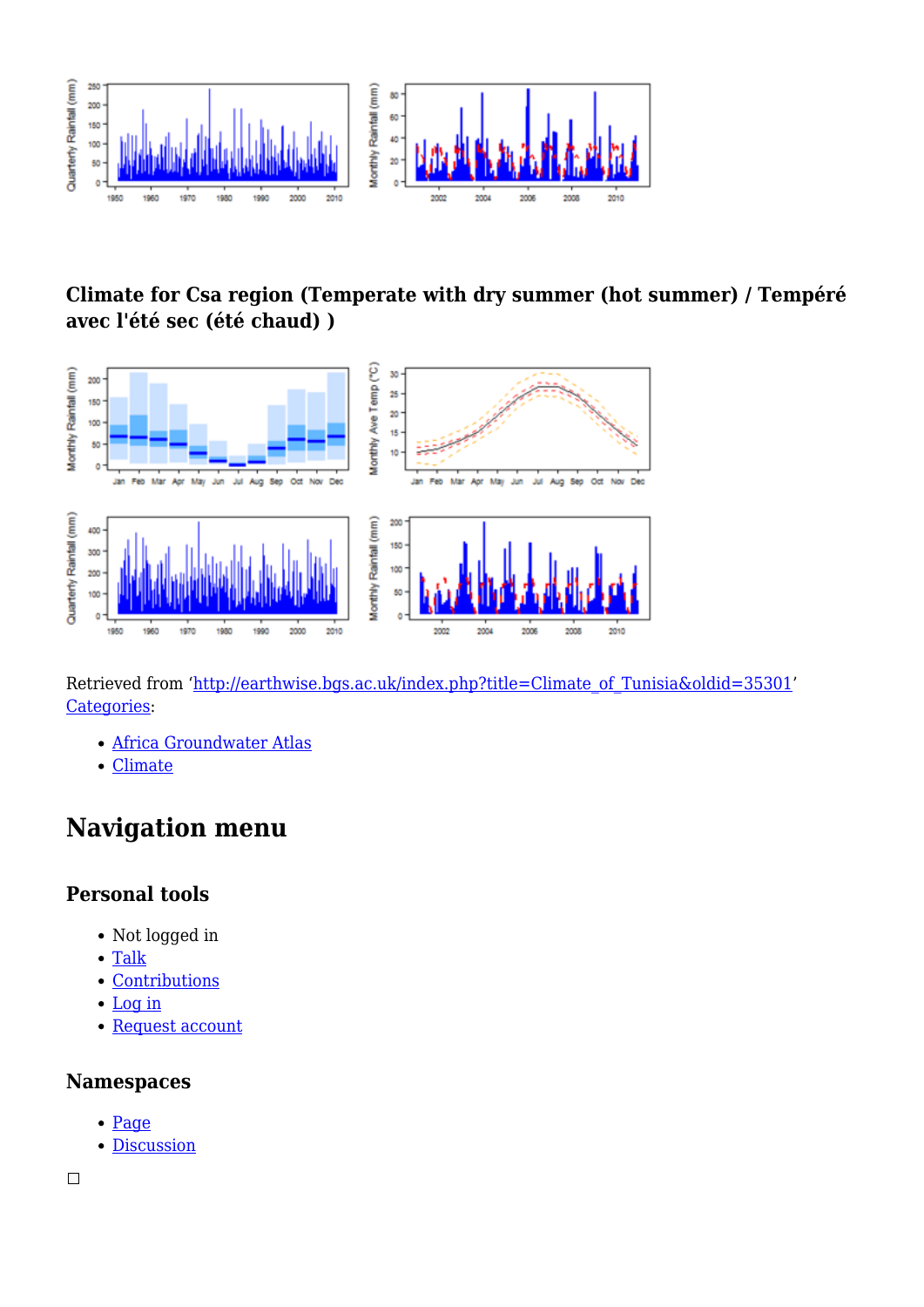## Climate for Csa region (Temperate with dry summer (hot summer) / Tempéré avec l'été sec (été chaud) )

Retrieved from ‘http://earthwise.bgs.ac.uk/index.php?title=Climate_of_Tunisia&oldid=35301’
Categories:

- Africa Groundwater Atlas
- Climate

# Navigation menu

### Personal tools

- Not logged in
- Talk
- Contributions
- Log in
- Request account

### Namespaces

- Page
- Discussion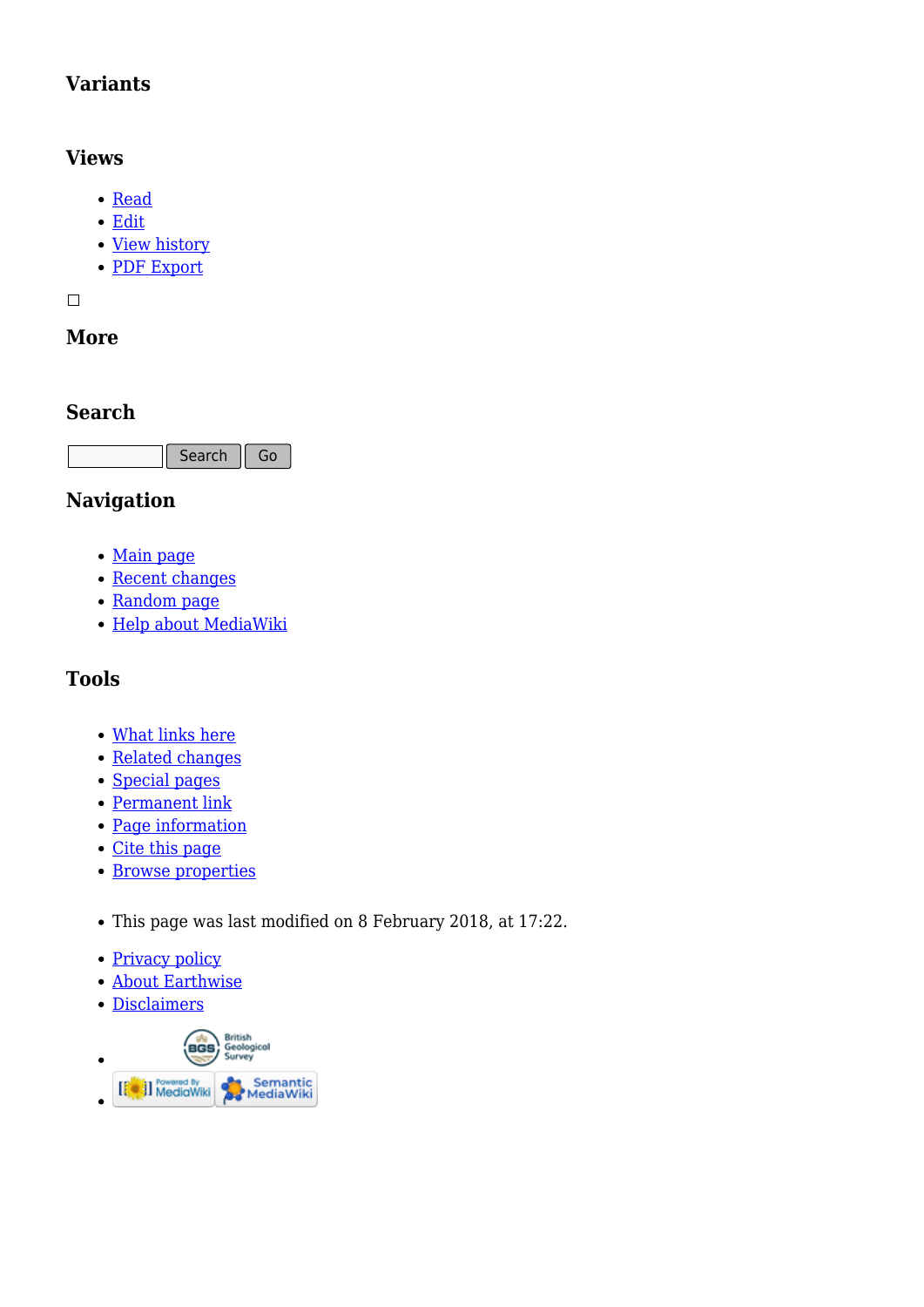### Variants

### Views

- Read
- Edit
- View history
- PDF Export

### More

### Search

Search Go

### Navigation

- Main page
- Recent changes
- Random page
- Help about MediaWiki

### Tools

- What links here
- Related changes
- Special pages
- Permanent link
- Page information
- Cite this page
- Browse properties

- This page was last modified on 8 February 2018, at 17:22.

- Privacy policy
- About Earthwise
- Disclaimers